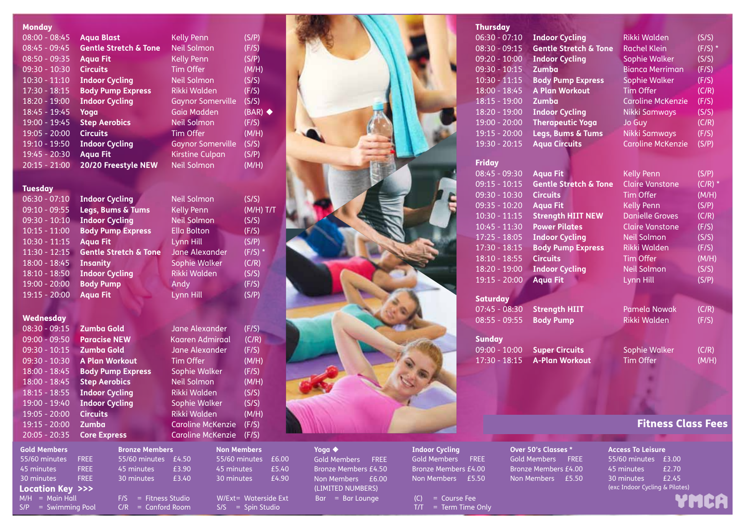## Monday

| Time | Class | Instructor | Location |
|---|---|---|---|
| 08:00 - 08:45 | **Aqua Blast** | Kelly Penn | (S/P) |
| 08:45 - 09:45 | **Gentle Stretch & Tone** | Neil Solmon | (F/S) |
| 08:50 - 09:35 | **Aqua Fit** | Kelly Penn | (S/P) |
| 09:30 - 10:30 | **Circuits** | Tim Offer | (M/H) |
| 10:30 - 11:10 | **Indoor Cycling** | Neil Solmon | (S/S) |
| 17:30 - 18:15 | **Body Pump Express** | Rikki Walden | (F/S) |
| 18:20 - 19:00 | **Indoor Cycling** | Gaynor Somerville | (S/S) |
| 18:45 - 19:45 | **Yoga** | Gaia Madden | (BAR) ◆ |
| 19:00 - 19:45 | **Step Aerobics** | Neil Solmon | (F/S) |
| 19:05 - 20:00 | **Circuits** | Tim Offer | (M/H) |
| 19:10 - 19:50 | **Indoor Cycling** | Gaynor Somerville | (S/S) |
| 19:45 - 20:30 | **Aqua Fit** | Kirstine Culpan | (S/P) |
| 20:15 - 21:00 | **20/20 Freestyle NEW** | Neil Solmon | (M/H) |

## Tuesday

| Time | Class | Instructor | Location |
|---|---|---|---|
| 06:30 - 07:10 | **Indoor Cycling** | Neil Solmon | (S/S) |
| 09:10 - 09:55 | **Legs, Bums & Tums** | Kelly Penn | (M/H) T/T |
| 09:30 - 10:10 | **Indoor Cycling** | Neil Solmon | (S/S) |
| 10:15 - 11:00 | **Body Pump Express** | Ella Bolton | (F/S) |
| 10:30 - 11:15 | **Aqua Fit** | Lynn Hill | (S/P) |
| 11:30 - 12:15 | **Gentle Stretch & Tone** | Jane Alexander | (F/S) * |
| 18:00 - 18:45 | **Insanity** | Sophie Walker | (C/R) |
| 18:10 - 18:50 | **Indoor Cycling** | Rikki Walden | (S/S) |
| 19:00 - 20:00 | **Body Pump** | Andy | (F/S) |
| 19:15 - 20:00 | **Aqua Fit** | Lynn Hill | (S/P) |

## Wednesday

| Time | Class | Instructor | Location |
|---|---|---|---|
| 08:30 - 09:15 | **Zumba Gold** | Jane Alexander | (F/S) |
| 09:00 - 09:50 | **Paracise NEW** | Kaaren Admiraal | (C/R) |
| 09:30 - 10:15 | **Zumba Gold** | Jane Alexander | (F/S) |
| 09:30 - 10:30 | **A Plan Workout** | Tim Offer | (M/H) |
| 18:00 - 18:45 | **Body Pump Express** | Sophie Walker | (F/S) |
| 18:00 - 18:45 | **Step Aerobics** | Neil Solmon | (M/H) |
| 18:15 - 18:55 | **Indoor Cycling** | Rikki Walden | (S/S) |
| 19:00 - 19:40 | **Indoor Cycling** | Sophie Walker | (S/S) |
| 19:05 - 20:00 | **Circuits** | Rikki Walden | (M/H) |
| 19:15 - 20:00 | **Zumba** | Caroline McKenzie | (F/S) |
| 20:05 - 20:35 | **Core Express** | Caroline McKenzie | (F/S) |

## Thursday

| Time | Class | Instructor | Location |
|---|---|---|---|
| 06:30 - 07:10 | **Indoor Cycling** | Rikki Walden | (S/S) |
| 08:30 - 09:15 | **Gentle Stretch & Tone** | Rachel Klein | (F/S) * |
| 09:20 - 10:00 | **Indoor Cycling** | Sophie Walker | (S/S) |
| 09:30 - 10:15 | **Zumba** | Bianca Merriman | (F/S) |
| 10:30 - 11:15 | **Body Pump Express** | Sophie Walker | (F/S) |
| 18:00 - 18:45 | **A Plan Workout** | Tim Offer | (C/R) |
| 18:15 - 19:00 | **Zumba** | Caroline McKenzie | (F/S) |
| 18:20 - 19:00 | **Indoor Cycling** | Nikki Samways | (S/S) |
| 19:00 - 20:00 | **Therapeutic Yoga** | Jo Guy | (C/R) |
| 19:15 - 20:00 | **Legs, Bums & Tums** | Nikki Samways | (F/S) |
| 19:30 - 20:15 | **Aqua Circuits** | Caroline McKenzie | (S/P) |

## Friday

| Time | Class | Instructor | Location |
|---|---|---|---|
| 08:45 - 09:30 | **Aqua Fit** | Kelly Penn | (S/P) |
| 09:15 - 10:15 | **Gentle Stretch & Tone** | Claire Vanstone | (C/R) * |
| 09:30 - 10:30 | **Circuits** | Tim Offer | (M/H) |
| 09:35 - 10:20 | **Aqua Fit** | Kelly Penn | (S/P) |
| 10:30 - 11:15 | **Strength HIIT NEW** | Danielle Groves | (C/R) |
| 10:45 - 11:30 | **Power Pilates** | Claire Vanstone | (F/S) |
| 17:25 - 18:05 | **Indoor Cycling** | Neil Solmon | (S/S) |
| 17:30 - 18:15 | **Body Pump Express** | Rikki Walden | (F/S) |
| 18:10 - 18:55 | **Circuits** | Tim Offer | (M/H) |
| 18:20 - 19:00 | **Indoor Cycling** | Neil Solmon | (S/S) |
| 19:15 - 20:00 | **Aqua Fit** | Lynn Hill | (S/P) |

## Saturday

| Time | Class | Instructor | Location |
|---|---|---|---|
| 07:45 - 08:30 | **Strength HIIT** | Pamela Nowak | (C/R) |
| 08:55 - 09:55 | **Body Pump** | Rikki Walden | (F/S) |

## Sunday

| Time | Class | Instructor | Location |
|---|---|---|---|
| 09:00 - 10:00 | **Super Circuits** | Sophie Walker | (C/R) |
| 17:30 - 18:15 | **A-Plan Workout** | Tim Offer | (M/H) |

## Fitness Class Fees

**Gold Members**
- 55/60 minutes FREE
- 45 minutes FREE
- 30 minutes FREE

**Bronze Members**
- 55/60 minutes £4.50
- 45 minutes £3.90
- 30 minutes £3.40

**Non Members**
- 55/60 minutes £6.00
- 45 minutes £5.40
- 30 minutes £4.90

**Yoga ◆**
- Gold Members FREE
- Bronze Members £4.50
- Non Members £6.00
- (LIMITED NUMBERS)

**Indoor Cycling**
- Gold Members FREE
- Bronze Members £4.00
- Non Members £5.50

**Over 50's Classes ***
- Gold Members FREE
- Bronze Members £4.00
- Non Members £5.50

**Access To Leisure**
- 55/60 minutes £3.00
- 45 minutes £2.70
- 30 minutes £2.45
- (exc Indoor Cycling & Pilates)

**Location Key >>>**

- M/H = Main Hall
- S/P = Swimming Pool
- F/S = Fitness Studio
- C/R = Canford Room
- W/Ext= Waterside Ext
- S/S = Spin Studio
- Bar = Bar Lounge
- (C) = Course Fee
- T/T = Term Time Only

YMCA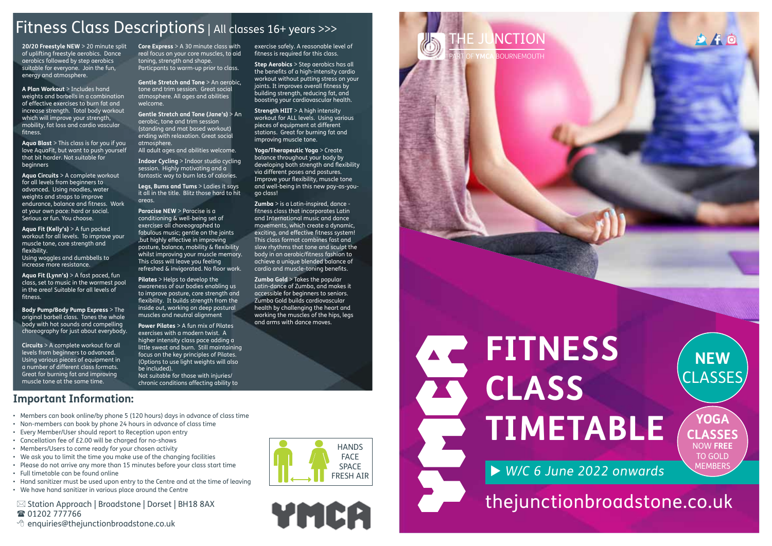# Fitness Class Descriptions | All classes 16+ years >>>

**20/20 Freestyle NEW** > 20 minute split of uplifting freestyle aerobics. Dance aerobics followed by step aerobics suitable for everyone. Join the fun, energy and atmosphere.

**A Plan Workout** > Includes hand weights and barbells in a combination of effective exercises to burn fat and increase strength. Total body workout which will improve your strength, mobility, fat loss and cardio vascular fitness.

**Aqua Blast** > This class is for you if you love AquaFit, but want to push yourself that bit harder. Not suitable for beginners

**Aqua Circuits** > A complete workout for all levels from beginners to advanced. Using noodles, water weights and straps to improve endurance, balance and fitness. Work at your own pace: hard or social. Serious or fun. You choose.

**Aqua Fit (Kelly's)** > A fun packed workout for all levels. To improve your muscle tone, core strength and flexibility.
Using woggles and dumbbells to increase more resistance.

**Aqua Fit (Lynn's)** > A fast paced, fun class, set to music in the warmest pool in the area! Suitable for all levels of fitness.

**Body Pump/Body Pump Express** > The original barbell class. Tones the whole body with hot sounds and compelling choreography for just about everybody.

**Circuits** > A complete workout for all levels from beginners to advanced. Using various pieces of equipment in a number of different class formats. Great for burning fat and improving muscle tone at the same time.

**Core Express** > A 30 minute class with real focus on your core muscles, to aid toning, strength and shape. Particpants to warm-up prior to class.

**Gentle Stretch and Tone** > An aerobic, tone and trim session. Great social atmosphere. All ages and abilities welcome.

**Gentle Stretch and Tone (Jane's)** > An aerobic, tone and trim session (standing and mat based workout) ending with relaxation. Great social atmosphere.
All adult ages and abilities welcome.

**Indoor Cycling** > Indoor studio cycling session. Highly motivating and a fantastic way to burn lots of calories.

**Legs, Bums and Tums** > Ladies it says it all in the title. Blitz those hard to hit areas.

**Paracise NEW** > Paracise is a conditioning & well-being set of exercises all choreographed to fabulous music; gentle on the joints ,but highly effective in improving posture, balance, mobility & flexibility whilst improving your muscle memory. This class will leave you feeling refreshed & invigorated. No floor work.

**Pilates** > Helps to develop the awareness of our bodies enabling us to improve posture, core strength and flexibility. It builds strength from the inside out, working on deep postural muscles and neutral alignment

**Power Pilates** > A fun mix of Pilates exercises with a modern twist. A higher intensity class pace adding a little sweat and burn. Still maintaining focus on the key principles of Pilates. (Options to use light weights will also be included).
Not suitable for those with injuries/ chronic conditions affecting ability to exercise safely. A reasonable level of fitness is required for this class.

**Step Aerobics** > Step aerobics has all the benefits of a high-intensity cardio workout without putting stress on your joints. It improves overall fitness by building strength, reducing fat, and boosting your cardiovascular health.

**Strength HIIT** > A high intensity workout for ALL levels. Using various pieces of equipment at different stations. Great for burning fat and improving muscle tone.

**Yoga/Therapeutic Yoga** > Create balance throughout your body by developing both strength and flexibility via different poses and postures. Improve your flexibility, muscle tone and well-being in this new pay-as-you-go class!

**Zumba** > is a Latin-inspired, dance - fitness class that incorporates Latin and International music and dance movements, which create a dynamic, exciting, and effective fitness system! This class format combines fast and slow rhythms that tone and sculpt the body in an aerobic/fitness fashion to achieve a unique blended balance of cardio and muscle-toning benefits.

**Zumba Gold** > Takes the popular Latin-dance of Zumba, and makes it accessible for beginners to seniors. Zumba Gold builds cardiovascular health by challenging the heart and working the muscles of the hips, legs and arms with dance moves.

## Important Information:

- Members can book online/by phone 5 (120 hours) days in advance of class time
- Non-members can book by phone 24 hours in advance of class time
- Every Member/User should report to Reception upon entry
- Cancellation fee of £2.00 will be charged for no-shows
- Members/Users to come ready for your chosen activity
- We ask you to limit the time you make use of the changing facilities
- Please do not arrive any more than 15 minutes before your class start time
- Full timetable can be found online
- Hand sanitizer must be used upon entry to the Centre and at the time of leaving
- We have hand sanitizer in various place around the Centre

HANDS
FACE
SPACE
FRESH AIR

Station Approach | Broadstone | Dorset | BH18 8AX
01202 777766
enquiries@thejunctionbroadstone.co.uk

YMCA

THE JUNCTION
PART OF YMCA BOURNEMOUTH

# FITNESS CLASS TIMETABLE

NEW CLASSES

YOGA CLASSES NOW FREE TO GOLD MEMBERS

▶ *W/C 6 June 2022 onwards*

thejunctionbroadstone.co.uk